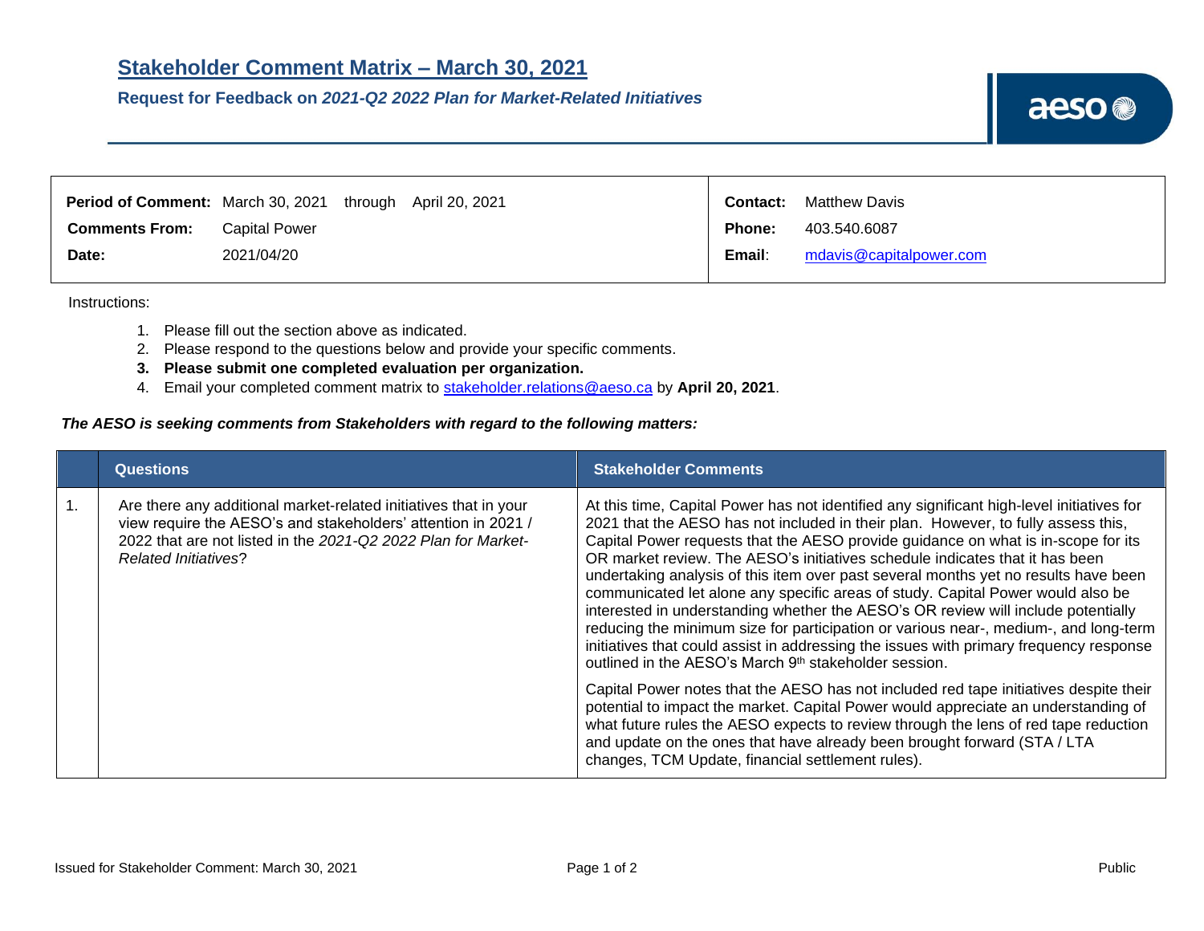# Stakeholder Comment Matrix – March 30, 2021

**Request for Feedback on *2021-Q2 2022 Plan for Market-Related Initiatives***

| | | | |
|---|---|---|---|
| **Period of Comment:** | March 30, 2021 through April 20, 2021 | **Contact:** | Matthew Davis |
| **Comments From:** | Capital Power | **Phone:** | 403.540.6087 |
| **Date:** | 2021/04/20 | **Email:** | mdavis@capitalpower.com |

Instructions:

1. Please fill out the section above as indicated.
2. Please respond to the questions below and provide your specific comments.
3. **Please submit one completed evaluation per organization.**
4. Email your completed comment matrix to stakeholder.relations@aeso.ca by **April 20, 2021**.

***The AESO is seeking comments from Stakeholders with regard to the following matters:***

| | Questions | Stakeholder Comments |
|---|---|---|
| 1. | Are there any additional market-related initiatives that in your view require the AESO's and stakeholders' attention in 2021 / 2022 that are not listed in the *2021-Q2 2022 Plan for Market-Related Initiatives*? | At this time, Capital Power has not identified any significant high-level initiatives for 2021 that the AESO has not included in their plan. However, to fully assess this, Capital Power requests that the AESO provide guidance on what is in-scope for its OR market review. The AESO's initiatives schedule indicates that it has been undertaking analysis of this item over past several months yet no results have been communicated let alone any specific areas of study. Capital Power would also be interested in understanding whether the AESO's OR review will include potentially reducing the minimum size for participation or various near-, medium-, and long-term initiatives that could assist in addressing the issues with primary frequency response outlined in the AESO's March 9th stakeholder session.<br><br>Capital Power notes that the AESO has not included red tape initiatives despite their potential to impact the market. Capital Power would appreciate an understanding of what future rules the AESO expects to review through the lens of red tape reduction and update on the ones that have already been brought forward (STA / LTA changes, TCM Update, financial settlement rules). |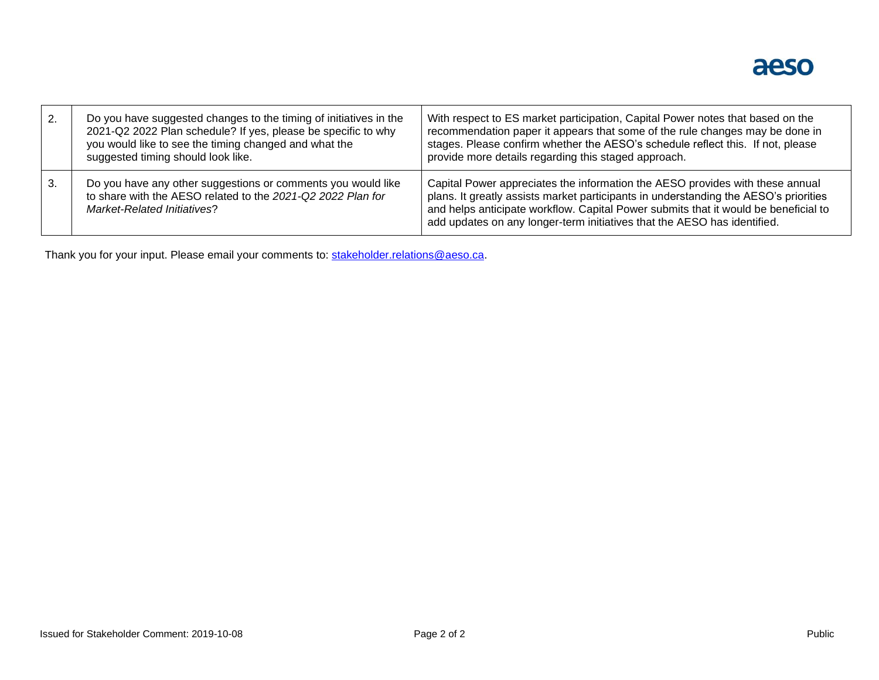| | | |
|---|---|---|
| 2. | Do you have suggested changes to the timing of initiatives in the 2021-Q2 2022 Plan schedule? If yes, please be specific to why you would like to see the timing changed and what the suggested timing should look like. | With respect to ES market participation, Capital Power notes that based on the recommendation paper it appears that some of the rule changes may be done in stages. Please confirm whether the AESO's schedule reflect this. If not, please provide more details regarding this staged approach. |
| 3. | Do you have any other suggestions or comments you would like to share with the AESO related to the *2021-Q2 2022 Plan for Market-Related Initiatives*? | Capital Power appreciates the information the AESO provides with these annual plans. It greatly assists market participants in understanding the AESO's priorities and helps anticipate workflow. Capital Power submits that it would be beneficial to add updates on any longer-term initiatives that the AESO has identified. |

Thank you for your input. Please email your comments to: stakeholder.relations@aeso.ca.